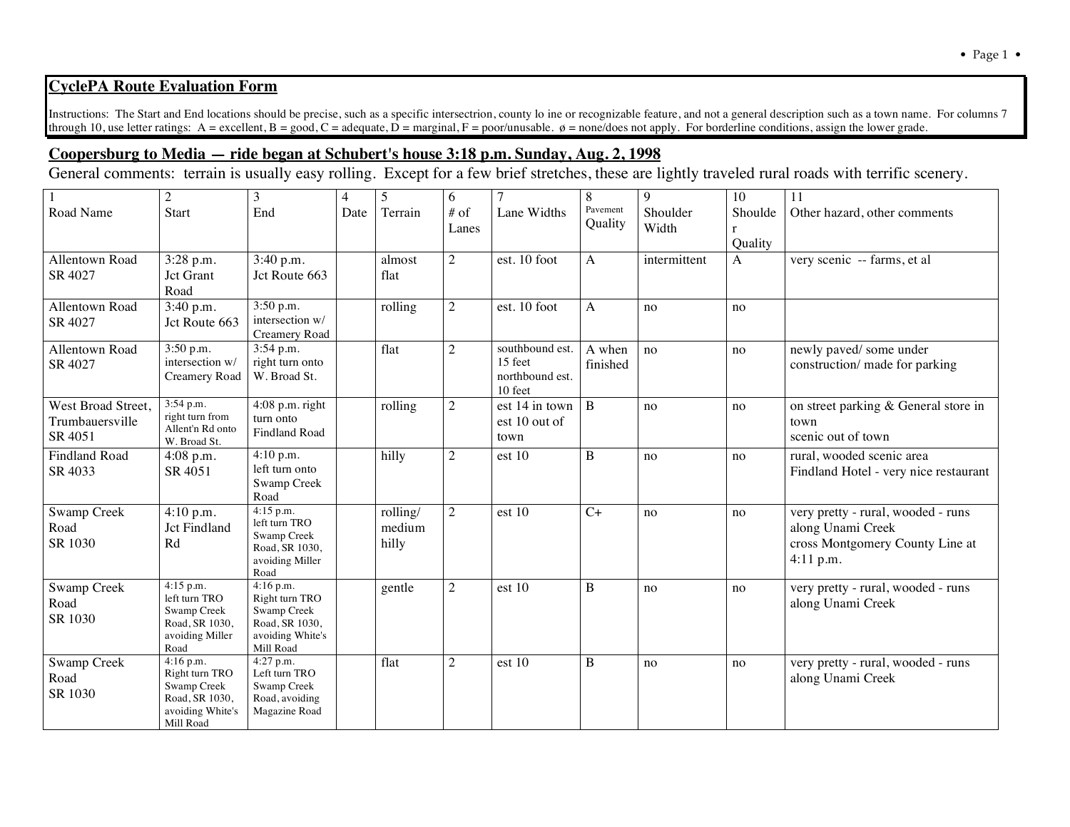## CyclePA Route Evaluation Form

Instructions: The Start and End locations should be precise, such as a specific intersectrion, county lo ine or recognizable feature, and not a general description such as a town name. For columns 7 through 10, use letter ratings: A = excellent, B = good, C = adequate, D = marginal, F = poor/unusable. ø = none/does not apply. For borderline conditions, assign the lower grade.

### Coopersburg to Media — ride began at Schubert's house 3:18 p.m. Sunday, Aug. 2, 1998

General comments: terrain is usually easy rolling. Except for a few brief stretches, these are lightly traveled rural roads with terrific scenery.

| 1<br>Road Name | 2<br>Start | 3<br>End | 4<br>Date | 5<br>Terrain | 6<br># of Lanes | 7<br>Lane Widths | 8<br>Pavement Quality | 9<br>Shoulder Width | 10<br>Shoulder Quality | 11<br>Other hazard, other comments |
|---|---|---|---|---|---|---|---|---|---|---|
| Allentown Road SR 4027 | 3:28 p.m. Jct Grant Road | 3:40 p.m. Jct Route 663 | | almost flat | 2 | est. 10 foot | A | intermittent | A | very scenic -- farms, et al |
| Allentown Road SR 4027 | 3:40 p.m. Jct Route 663 | 3:50 p.m. intersection w/ Creamery Road | | rolling | 2 | est. 10 foot | A | no | no | |
| Allentown Road SR 4027 | 3:50 p.m. intersection w/ Creamery Road | 3:54 p.m. right turn onto W. Broad St. | | flat | 2 | southbound est. 15 feet northbound est. 10 feet | A when finished | no | no | newly paved/ some under construction/ made for parking |
| West Broad Street, Trumbauersville SR 4051 | 3:54 p.m. right turn from Allent'n Rd onto W. Broad St. | 4:08 p.m. right turn onto Findland Road | | rolling | 2 | est 14 in town est 10 out of town | B | no | no | on street parking & General store in town<br>scenic out of town |
| Findland Road SR 4033 | 4:08 p.m. SR 4051 | 4:10 p.m. left turn onto Swamp Creek Road | | hilly | 2 | est 10 | B | no | no | rural, wooded scenic area<br>Findland Hotel - very nice restaurant |
| Swamp Creek Road SR 1030 | 4:10 p.m. Jct Findland Rd | 4:15 p.m. left turn TRO Swamp Creek Road, SR 1030, avoiding Miller Road | | rolling/ medium hilly | 2 | est 10 | C+ | no | no | very pretty - rural, wooded - runs along Unami Creek<br>cross Montgomery County Line at 4:11 p.m. |
| Swamp Creek Road SR 1030 | 4:15 p.m. left turn TRO Swamp Creek Road, SR 1030, avoiding Miller Road | 4:16 p.m. Right turn TRO Swamp Creek Road, SR 1030, avoiding White's Mill Road | | gentle | 2 | est 10 | B | no | no | very pretty - rural, wooded - runs along Unami Creek |
| Swamp Creek Road SR 1030 | 4:16 p.m. Right turn TRO Swamp Creek Road, SR 1030, avoiding White's Mill Road | 4:27 p.m. Left turn TRO Swamp Creek Road, avoiding Magazine Road | | flat | 2 | est 10 | B | no | no | very pretty - rural, wooded - runs along Unami Creek |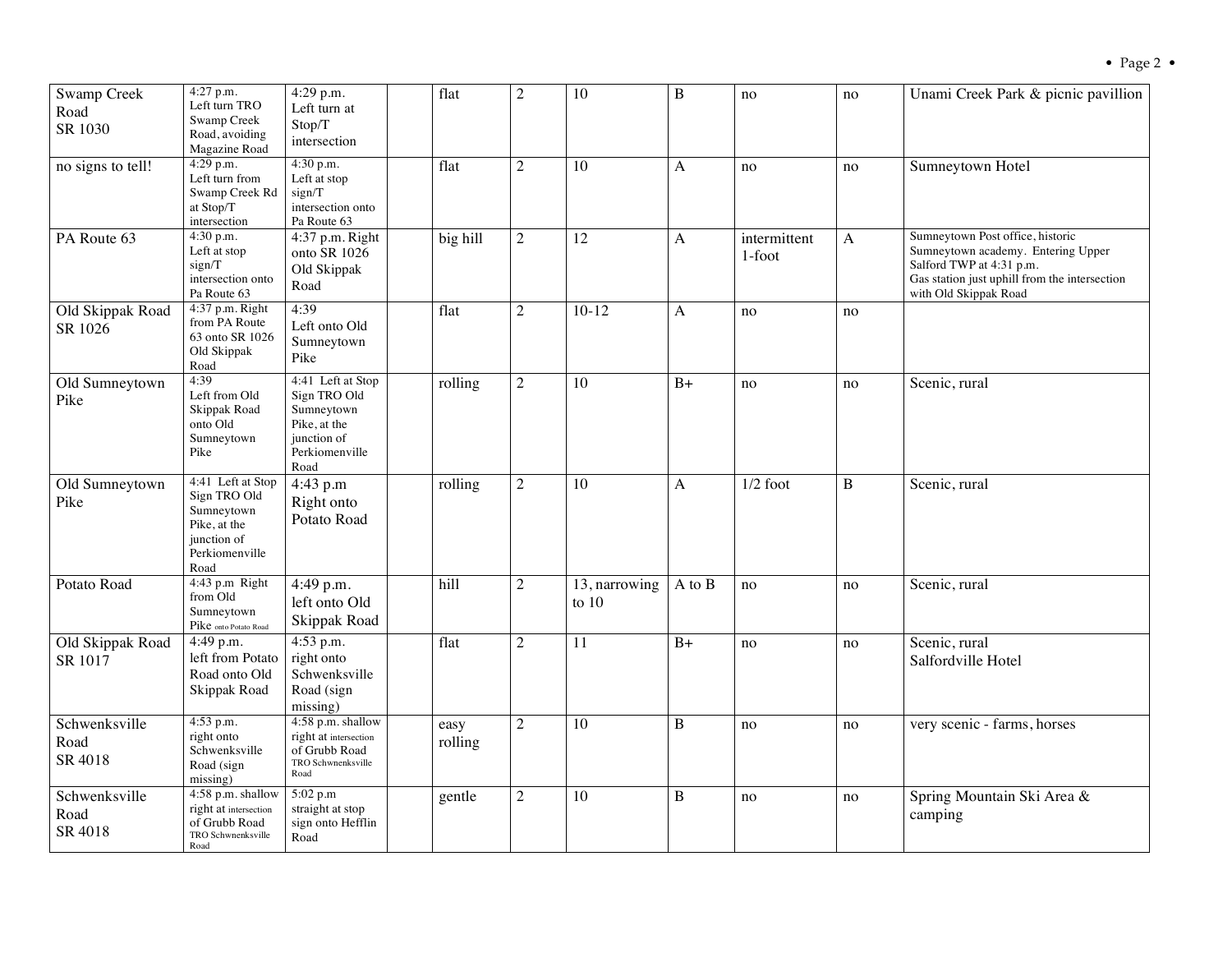|  |  |  |  |  |  |  |  |  |  |  |
|---|---|---|---|---|---|---|---|---|---|---|
| Swamp Creek Road SR 1030 | 4:27 p.m. Left turn TRO Swamp Creek Road, avoiding Magazine Road | 4:29 p.m. Left turn at Stop/T intersection |  | flat | 2 | 10 | B | no | no | Unami Creek Park & picnic pavillion |
| no signs to tell! | 4:29 p.m. Left turn from Swamp Creek Rd at Stop/T intersection | 4:30 p.m. Left at stop sign/T intersection onto Pa Route 63 |  | flat | 2 | 10 | A | no | no | Sumneytown Hotel |
| PA Route 63 | 4:30 p.m. Left at stop sign/T intersection onto Pa Route 63 | 4:37 p.m. Right onto SR 1026 Old Skippak Road |  | big hill | 2 | 12 | A | intermittent 1-foot | A | Sumneytown Post office, historic Sumneytown academy. Entering Upper Salford TWP at 4:31 p.m. Gas station just uphill from the intersection with Old Skippak Road |
| Old Skippak Road SR 1026 | 4:37 p.m. Right from PA Route 63 onto SR 1026 Old Skippak Road | 4:39 Left onto Old Sumneytown Pike |  | flat | 2 | 10-12 | A | no | no |  |
| Old Sumneytown Pike | 4:39 Left from Old Skippak Road onto Old Sumneytown Pike | 4:41 Left at Stop Sign TRO Old Sumneytown Pike, at the junction of Perkiomenville Road |  | rolling | 2 | 10 | B+ | no | no | Scenic, rural |
| Old Sumneytown Pike | 4:41 Left at Stop Sign TRO Old Sumneytown Pike, at the junction of Perkiomenville Road | 4:43 p.m Right onto Potato Road |  | rolling | 2 | 10 | A | 1/2 foot | B | Scenic, rural |
| Potato Road | 4:43 p.m Right from Old Sumneytown Pike onto Potato Road | 4:49 p.m. left onto Old Skippak Road |  | hill | 2 | 13, narrowing to 10 | A to B | no | no | Scenic, rural |
| Old Skippak Road SR 1017 | 4:49 p.m. left from Potato Road onto Old Skippak Road | 4:53 p.m. right onto Schwenksville Road (sign missing) |  | flat | 2 | 11 | B+ | no | no | Scenic, rural Salfordville Hotel |
| Schwenksville Road SR 4018 | 4:53 p.m. right onto Schwenksville Road (sign missing) | 4:58 p.m. shallow right at intersection of Grubb Road TRO Schwnenksville Road |  | easy rolling | 2 | 10 | B | no | no | very scenic - farms, horses |
| Schwenksville Road SR 4018 | 4:58 p.m. shallow right at intersection of Grubb Road TRO Schwnenksville Road | 5:02 p.m straight at stop sign onto Hefflin Road |  | gentle | 2 | 10 | B | no | no | Spring Mountain Ski Area & camping |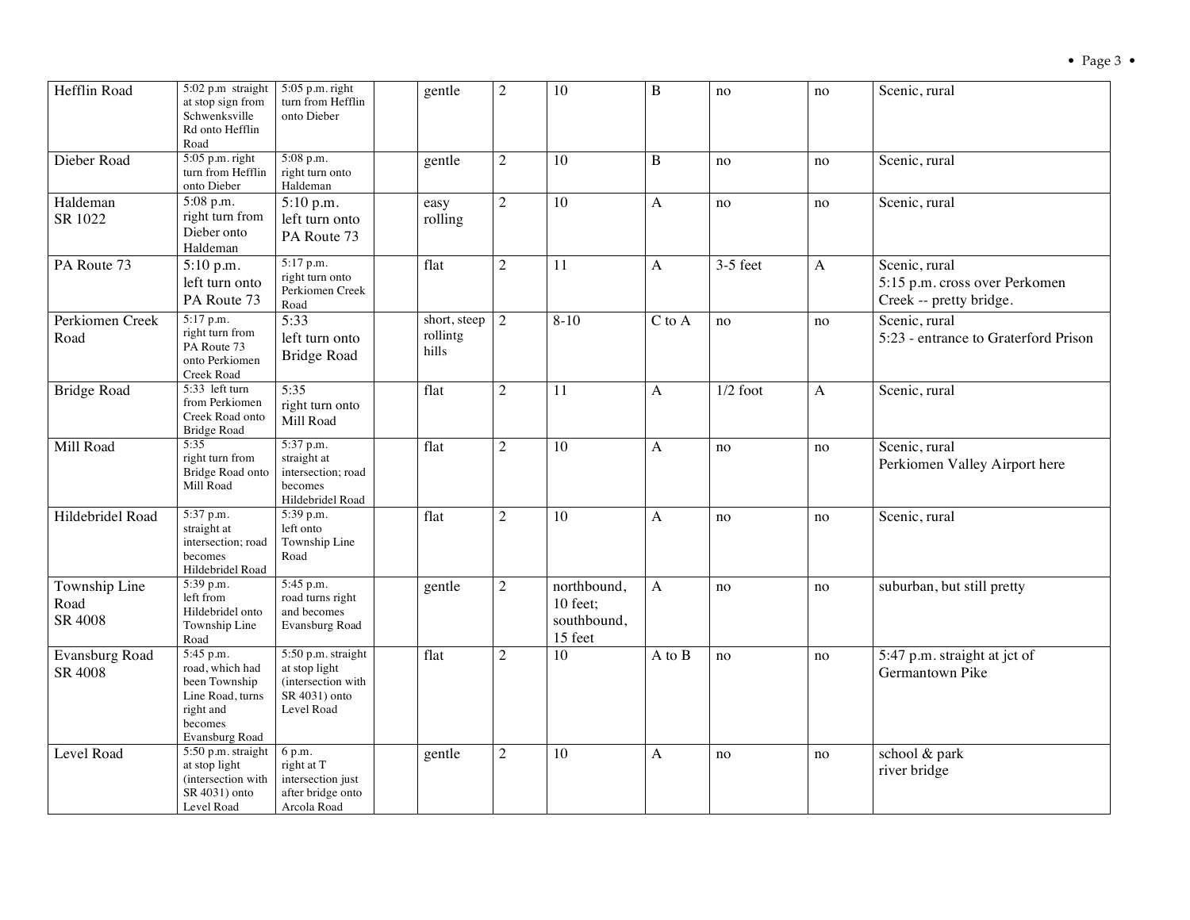| Hefflin Road | 5:02 p.m straight at stop sign from Schwenksville Rd onto Hefflin Road | 5:05 p.m. right turn from Hefflin onto Dieber | | gentle | 2 | 10 | B | no | no | Scenic, rural |
|---|---|---|---|---|---|---|---|---|---|---|
| Dieber Road | 5:05 p.m. right turn from Hefflin onto Dieber | 5:08 p.m. right turn onto Haldeman | | gentle | 2 | 10 | B | no | no | Scenic, rural |
| Haldeman SR 1022 | 5:08 p.m. right turn from Dieber onto Haldeman | 5:10 p.m. left turn onto PA Route 73 | | easy rolling | 2 | 10 | A | no | no | Scenic, rural |
| PA Route 73 | 5:10 p.m. left turn onto PA Route 73 | 5:17 p.m. right turn onto Perkiomen Creek Road | | flat | 2 | 11 | A | 3-5 feet | A | Scenic, rural<br>5:15 p.m. cross over Perkomen Creek -- pretty bridge. |
| Perkiomen Creek Road | 5:17 p.m. right turn from PA Route 73 onto Perkiomen Creek Road | 5:33 left turn onto Bridge Road | | short, steep rollintg hills | 2 | 8-10 | C to A | no | no | Scenic, rural<br>5:23 - entrance to Graterford Prison |
| Bridge Road | 5:33 left turn from Perkiomen Creek Road onto Bridge Road | 5:35 right turn onto Mill Road | | flat | 2 | 11 | A | 1/2 foot | A | Scenic, rural |
| Mill Road | 5:35 right turn from Bridge Road onto Mill Road | 5:37 p.m. straight at intersection; road becomes Hildebridel Road | | flat | 2 | 10 | A | no | no | Scenic, rural<br>Perkiomen Valley Airport here |
| Hildebridel Road | 5:37 p.m. straight at intersection; road becomes Hildebridel Road | 5:39 p.m. left onto Township Line Road | | flat | 2 | 10 | A | no | no | Scenic, rural |
| Township Line Road SR 4008 | 5:39 p.m. left from Hildebridel onto Township Line Road | 5:45 p.m. road turns right and becomes Evansburg Road | | gentle | 2 | northbound, 10 feet; southbound, 15 feet | A | no | no | suburban, but still pretty |
| Evansburg Road SR 4008 | 5:45 p.m. road, which had been Township Line Road, turns right and becomes Evansburg Road | 5:50 p.m. straight at stop light (intersection with SR 4031) onto Level Road | | flat | 2 | 10 | A to B | no | no | 5:47 p.m. straight at jct of Germantown Pike |
| Level Road | 5:50 p.m. straight at stop light (intersection with SR 4031) onto Level Road | 6 p.m. right at T intersection just after bridge onto Arcola Road | | gentle | 2 | 10 | A | no | no | school & park<br>river bridge |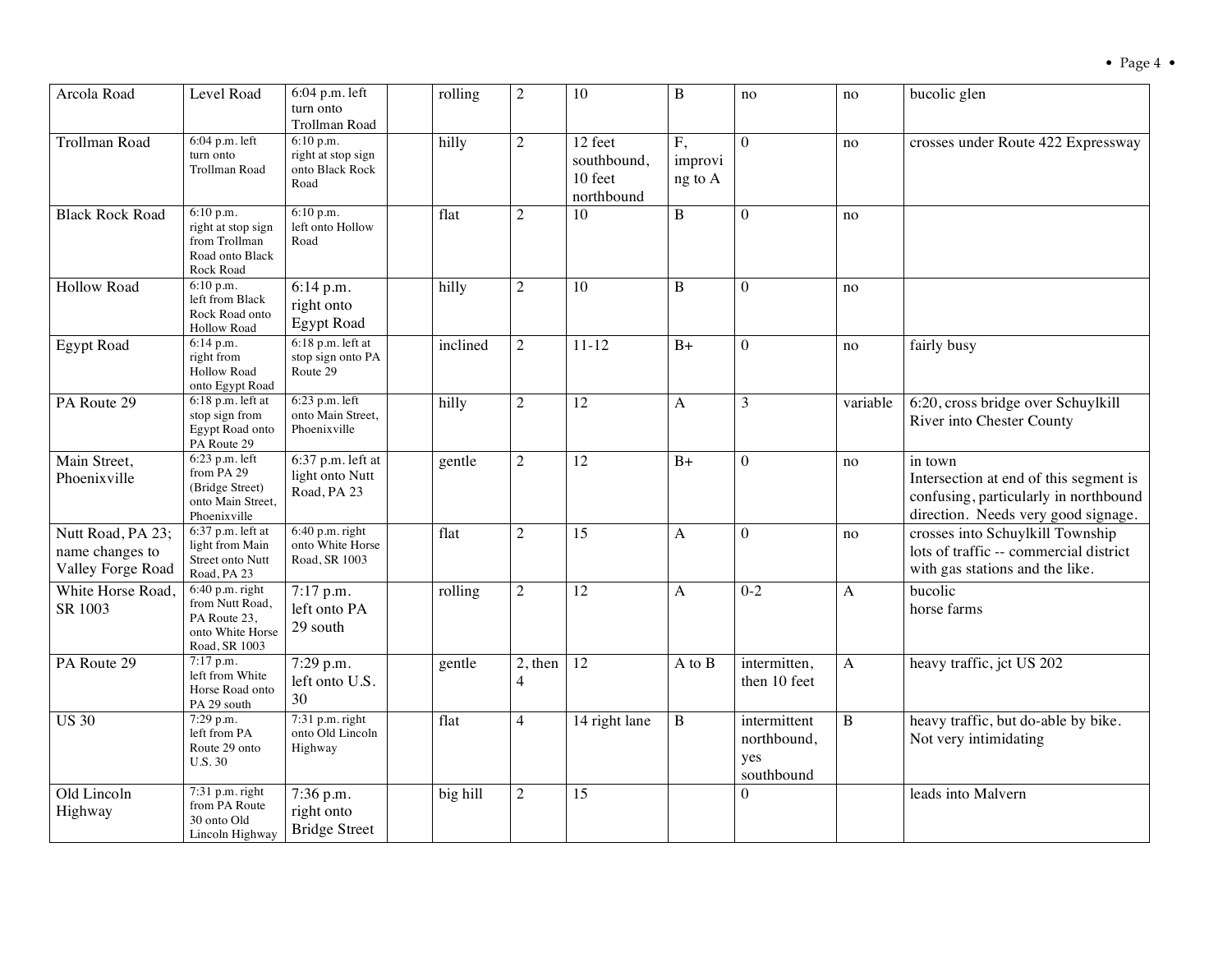| | | | | | | | | | | |
|---|---|---|---|---|---|---|---|---|---|---|
| Arcola Road | Level Road | 6:04 p.m. left turn onto Trollman Road | | rolling | 2 | 10 | B | no | no | bucolic glen |
| Trollman Road | 6:04 p.m. left turn onto Trollman Road | 6:10 p.m. right at stop sign onto Black Rock Road | | hilly | 2 | 12 feet southbound, 10 feet northbound | F, improving to A | 0 | no | crosses under Route 422 Expressway |
| Black Rock Road | 6:10 p.m. right at stop sign from Trollman Road onto Black Rock Road | 6:10 p.m. left onto Hollow Road | | flat | 2 | 10 | B | 0 | no | |
| Hollow Road | 6:10 p.m. left from Black Rock Road onto Hollow Road | 6:14 p.m. right onto Egypt Road | | hilly | 2 | 10 | B | 0 | no | |
| Egypt Road | 6:14 p.m. right from Hollow Road onto Egypt Road | 6:18 p.m. left at stop sign onto PA Route 29 | | inclined | 2 | 11-12 | B+ | 0 | no | fairly busy |
| PA Route 29 | 6:18 p.m. left at stop sign from Egypt Road onto PA Route 29 | 6:23 p.m. left onto Main Street, Phoenixville | | hilly | 2 | 12 | A | 3 | variable | 6:20, cross bridge over Schuylkill River into Chester County |
| Main Street, Phoenixville | 6:23 p.m. left from PA 29 (Bridge Street) onto Main Street, Phoenixville | 6:37 p.m. left at light onto Nutt Road, PA 23 | | gentle | 2 | 12 | B+ | 0 | no | in town<br>Intersection at end of this segment is confusing, particularly in northbound direction. Needs very good signage. |
| Nutt Road, PA 23; name changes to Valley Forge Road | 6:37 p.m. left at light from Main Street onto Nutt Road, PA 23 | 6:40 p.m. right onto White Horse Road, SR 1003 | | flat | 2 | 15 | A | 0 | no | crosses into Schuylkill Township<br>lots of traffic -- commercial district with gas stations and the like. |
| White Horse Road, SR 1003 | 6:40 p.m. right from Nutt Road, PA Route 23, onto White Horse Road, SR 1003 | 7:17 p.m. left onto PA 29 south | | rolling | 2 | 12 | A | 0-2 | A | bucolic<br>horse farms |
| PA Route 29 | 7:17 p.m. left from White Horse Road onto PA 29 south | 7:29 p.m. left onto U.S. 30 | | gentle | 2, then 4 | 12 | A to B | intermitten, then 10 feet | A | heavy traffic, jct US 202 |
| US 30 | 7:29 p.m. left from PA Route 29 onto U.S. 30 | 7:31 p.m. right onto Old Lincoln Highway | | flat | 4 | 14 right lane | B | intermittent northbound, yes southbound | B | heavy traffic, but do-able by bike. Not very intimidating |
| Old Lincoln Highway | 7:31 p.m. right from PA Route 30 onto Old Lincoln Highway | 7:36 p.m. right onto Bridge Street | | big hill | 2 | 15 | | 0 | | leads into Malvern |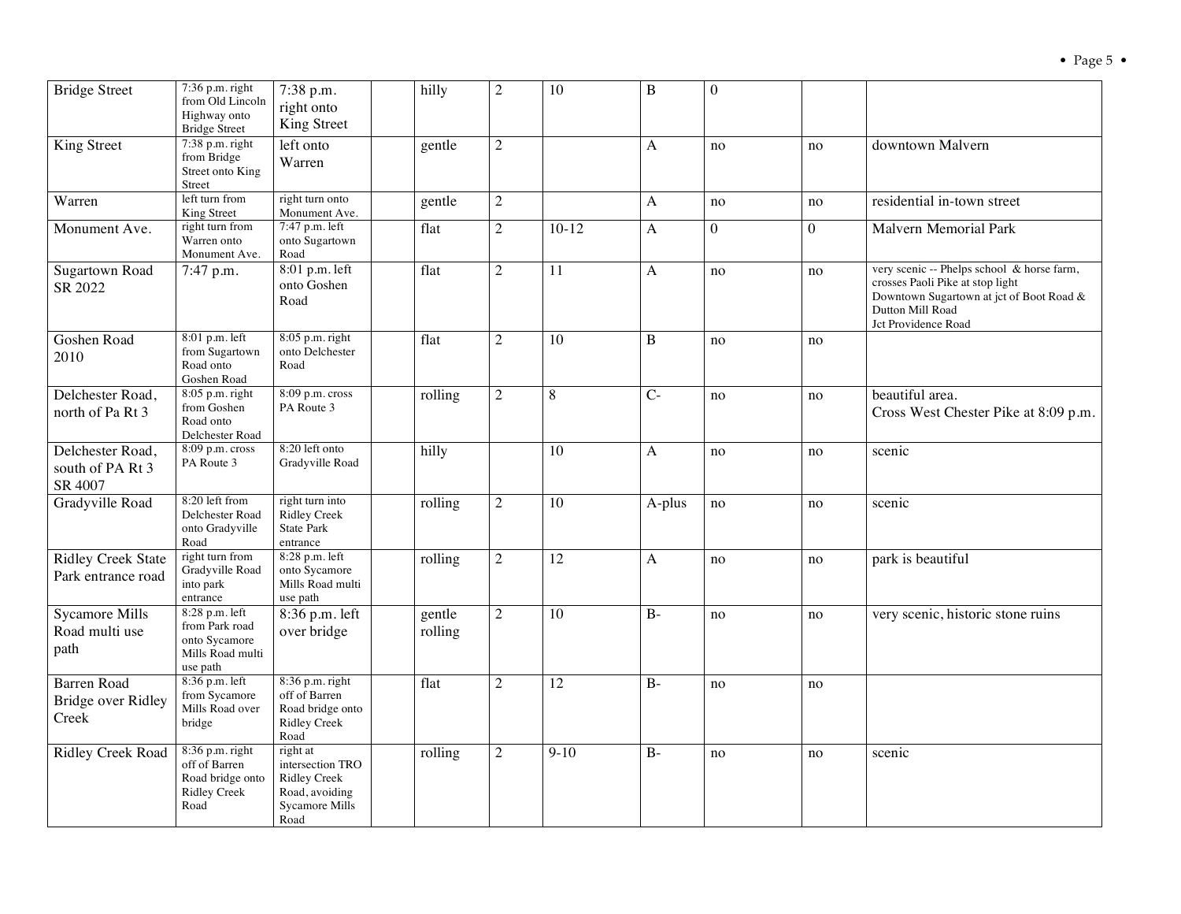| | | | | | | | | | | |
|---|---|---|---|---|---|---|---|---|---|---|
| Bridge Street | 7:36 p.m. right from Old Lincoln Highway onto Bridge Street | 7:38 p.m. right onto King Street | | hilly | 2 | 10 | B | 0 | | |
| King Street | 7:38 p.m. right from Bridge Street onto King Street | left onto Warren | | gentle | 2 | | A | no | no | downtown Malvern |
| Warren | left turn from King Street | right turn onto Monument Ave. | | gentle | 2 | | A | no | no | residential in-town street |
| Monument Ave. | right turn from Warren onto Monument Ave. | 7:47 p.m. left onto Sugartown Road | | flat | 2 | 10-12 | A | 0 | 0 | Malvern Memorial Park |
| Sugartown Road SR 2022 | 7:47 p.m. | 8:01 p.m. left onto Goshen Road | | flat | 2 | 11 | A | no | no | very scenic -- Phelps school & horse farm, crosses Paoli Pike at stop light Downtown Sugartown at jct of Boot Road & Dutton Mill Road Jct Providence Road |
| Goshen Road 2010 | 8:01 p.m. left from Sugartown Road onto Goshen Road | 8:05 p.m. right onto Delchester Road | | flat | 2 | 10 | B | no | no | |
| Delchester Road, north of Pa Rt 3 | 8:05 p.m. right from Goshen Road onto Delchester Road | 8:09 p.m. cross PA Route 3 | | rolling | 2 | 8 | C- | no | no | beautiful area. Cross West Chester Pike at 8:09 p.m. |
| Delchester Road, south of PA Rt 3 SR 4007 | 8:09 p.m. cross PA Route 3 | 8:20 left onto Gradyville Road | | hilly | | 10 | A | no | no | scenic |
| Gradyville Road | 8:20 left from Delchester Road onto Gradyville Road | right turn into Ridley Creek State Park entrance | | rolling | 2 | 10 | A-plus | no | no | scenic |
| Ridley Creek State Park entrance road | right turn from Gradyville Road into park entrance | 8:28 p.m. left onto Sycamore Mills Road multi use path | | rolling | 2 | 12 | A | no | no | park is beautiful |
| Sycamore Mills Road multi use path | 8:28 p.m. left from Park road onto Sycamore Mills Road multi use path | 8:36 p.m. left over bridge | | gentle rolling | 2 | 10 | B- | no | no | very scenic, historic stone ruins |
| Barren Road Bridge over Ridley Creek | 8:36 p.m. left from Sycamore Mills Road over bridge | 8:36 p.m. right off of Barren Road bridge onto Ridley Creek Road | | flat | 2 | 12 | B- | no | no | |
| Ridley Creek Road | 8:36 p.m. right off of Barren Road bridge onto Ridley Creek Road | right at intersection TRO Ridley Creek Road, avoiding Sycamore Mills Road | | rolling | 2 | 9-10 | B- | no | no | scenic |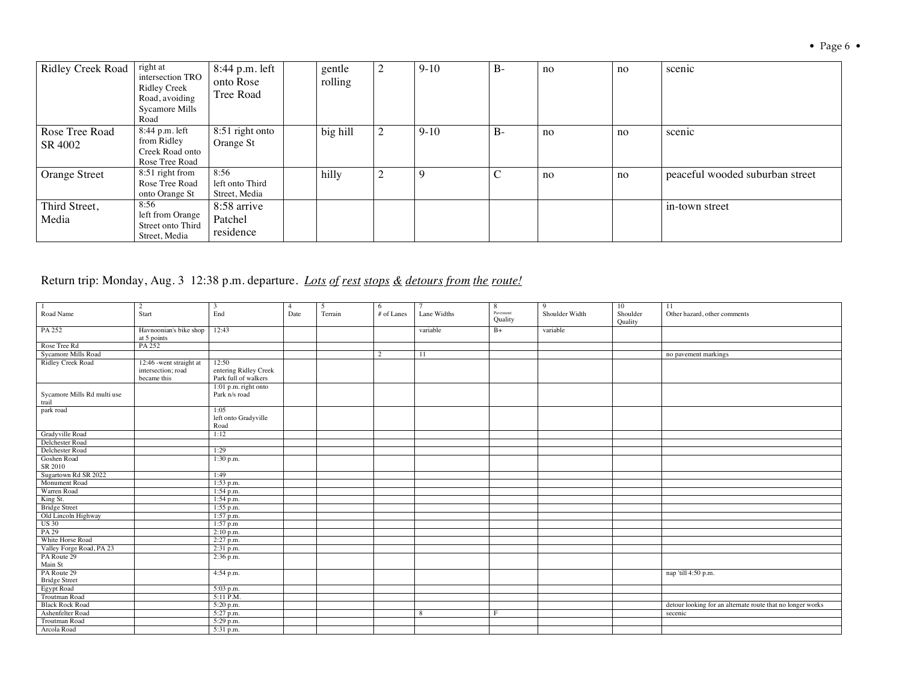| | | | | | | | | | | |
|---|---|---|---|---|---|---|---|---|---|---|
| Ridley Creek Road | right at intersection TRO Ridley Creek Road, avoiding Sycamore Mills Road | 8:44 p.m. left onto Rose Tree Road | | gentle rolling | 2 | 9-10 | B- | no | no | scenic |
| Rose Tree Road SR 4002 | 8:44 p.m. left from Ridley Creek Road onto Rose Tree Road | 8:51 right onto Orange St | | big hill | 2 | 9-10 | B- | no | no | scenic |
| Orange Street | 8:51 right from Rose Tree Road onto Orange St | 8:56 left onto Third Street, Media | | hilly | 2 | 9 | C | no | no | peaceful wooded suburban street |
| Third Street, Media | 8:56 left from Orange Street onto Third Street, Media | 8:58 arrive Patchel residence | | | | | | | | in-town street |

Return trip: Monday, Aug. 3 12:38 p.m. departure. *Lots of rest stops & detours from the route!*

| 1 Road Name | 2 Start | 3 End | 4 Date | 5 Terrain | 6 # of Lanes | 7 Lane Widths | 8 Pavement Quality | 9 Shoulder Width | 10 Shoulder Quality | 11 Other hazard, other comments |
|---|---|---|---|---|---|---|---|---|---|---|
| PA 252 | Havnoonian's bike shop at 5 points | 12:43 | | | | variable | B+ | variable | | |
| Rose Tree Rd | PA 252 | | | | | | | | | |
| Sycamore Mills Road | | | | | 2 | 11 | | | | no pavement markings |
| Ridley Creek Road | 12:46 -went straight at intersection; road became this | 12:50 entering Ridley Creek Park full of walkers | | | | | | | | |
| Sycamore Mills Rd multi use trail | | 1:01 p.m. right onto Park n/s road | | | | | | | | |
| park road | | 1:05 left onto Gradyville Road | | | | | | | | |
| Gradyville Road | | 1:12 | | | | | | | | |
| Delchester Road | | | | | | | | | | |
| Delchester Road | | 1:29 | | | | | | | | |
| Goshen Road SR 2010 | | 1:30 p.m. | | | | | | | | |
| Sugartown Rd SR 2022 | | 1:49 | | | | | | | | |
| Monument Road | | 1:53 p.m. | | | | | | | | |
| Warren Road | | 1:54 p.m. | | | | | | | | |
| King St. | | 1:54 p.m. | | | | | | | | |
| Bridge Street | | 1:55 p.m. | | | | | | | | |
| Old Lincoln Highway | | 1:57 p.m. | | | | | | | | |
| US 30 | | 1:57 p.m | | | | | | | | |
| PA 29 | | 2:10 p.m. | | | | | | | | |
| White Horse Road | | 2:27 p.m. | | | | | | | | |
| Valley Forge Road, PA 23 | | 2:31 p.m. | | | | | | | | |
| PA Route 29 Main St | | 2:36 p.m. | | | | | | | | |
| PA Route 29 Bridge Street | | 4:54 p.m. | | | | | | | | nap 'till 4:50 p.m. |
| Egypt Road | | 5:03 p.m. | | | | | | | | |
| Troutman Road | | 5:11 P.M. | | | | | | | | |
| Black Rock Road | | 5:20 p.m. | | | | | | | | detour looking for an alternate route that no longer works |
| Ashenfelter Road | | 5:27 p.m. | | | | 8 | F | | | secenic |
| Troutman Road | | 5:29 p.m. | | | | | | | | |
| Arcola Road | | 5:31 p.m. | | | | | | | | |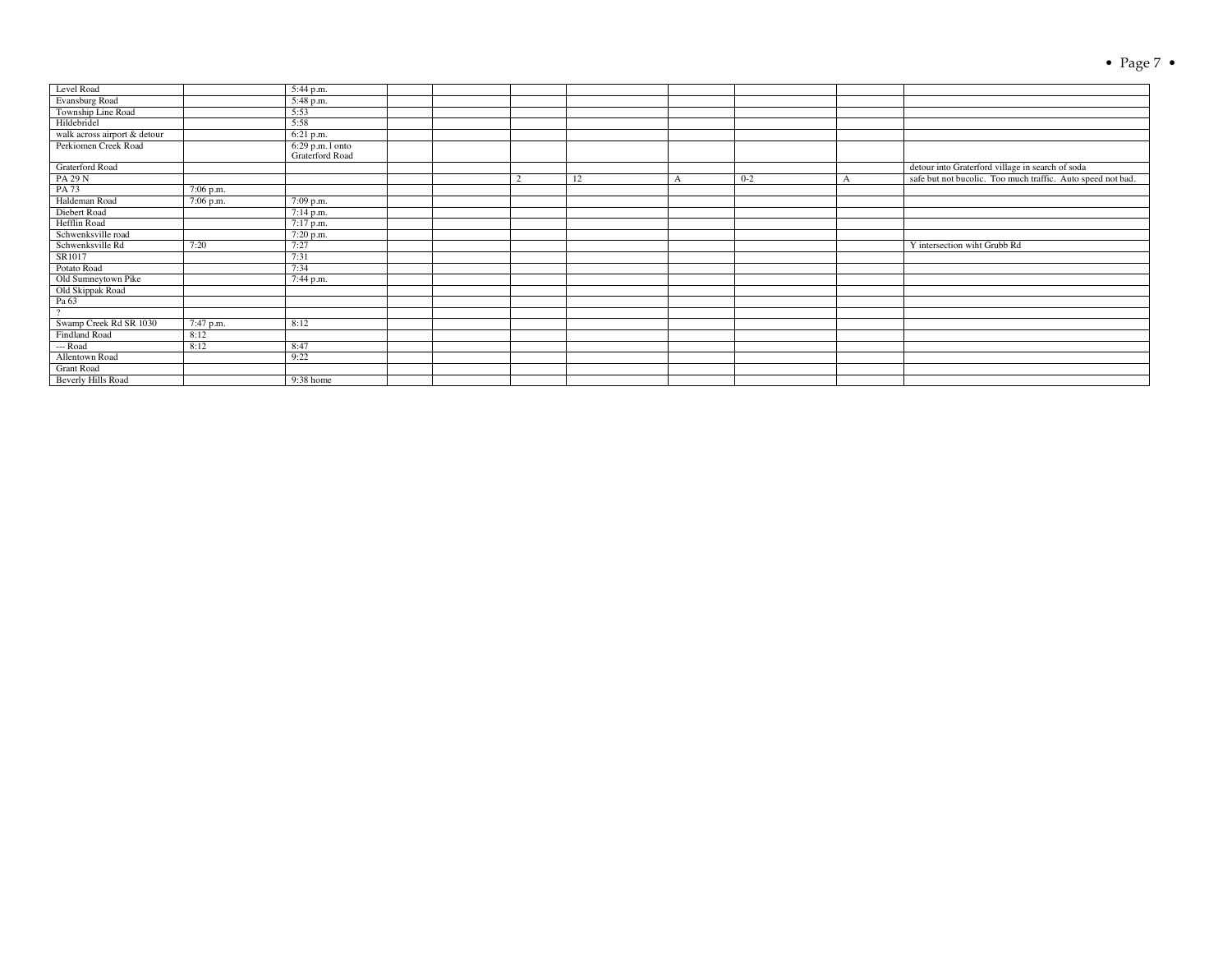| | | | | | | | | | | |
|---|---|---|---|---|---|---|---|---|---|---|
| Level Road | | 5:44 p.m. | | | | | | | | |
| Evansburg Road | | 5:48 p.m. | | | | | | | | |
| Township Line Road | | 5:53 | | | | | | | | |
| Hildebridel | | 5:58 | | | | | | | | |
| walk across airport & detour | | 6:21 p.m. | | | | | | | | |
| Perkiomen Creek Road | | 6:29 p.m. l onto Graterford Road | | | | | | | | |
| Graterford Road | | | | | | | | | | detour into Graterford village in search of soda |
| PA 29 N | | | | | 2 | 12 | A | 0-2 | A | safe but not bucolic. Too much traffic. Auto speed not bad. |
| PA 73 | 7:06 p.m. | | | | | | | | | |
| Haldeman Road | 7:06 p.m. | 7:09 p.m. | | | | | | | | |
| Diebert Road | | 7:14 p.m. | | | | | | | | |
| Hefflin Road | | 7:17 p.m. | | | | | | | | |
| Schwenksville road | | 7:20 p.m. | | | | | | | | |
| Schwenksville Rd | 7:20 | 7:27 | | | | | | | | Y intersection wiht Grubb Rd |
| SR1017 | | 7:31 | | | | | | | | |
| Potato Road | | 7:34 | | | | | | | | |
| Old Sumneytown Pike | | 7:44 p.m. | | | | | | | | |
| Old Skippak Road | | | | | | | | | | |
| Pa 63 | | | | | | | | | | |
| ? | | | | | | | | | | |
| Swamp Creek Rd SR 1030 | 7:47 p.m. | 8:12 | | | | | | | | |
| Findland Road | 8:12 | | | | | | | | | |
| --- Road | 8:12 | 8:47 | | | | | | | | |
| Allentown Road | | 9:22 | | | | | | | | |
| Grant Road | | | | | | | | | | |
| Beverly Hills Road | | 9:38 home | | | | | | | | |